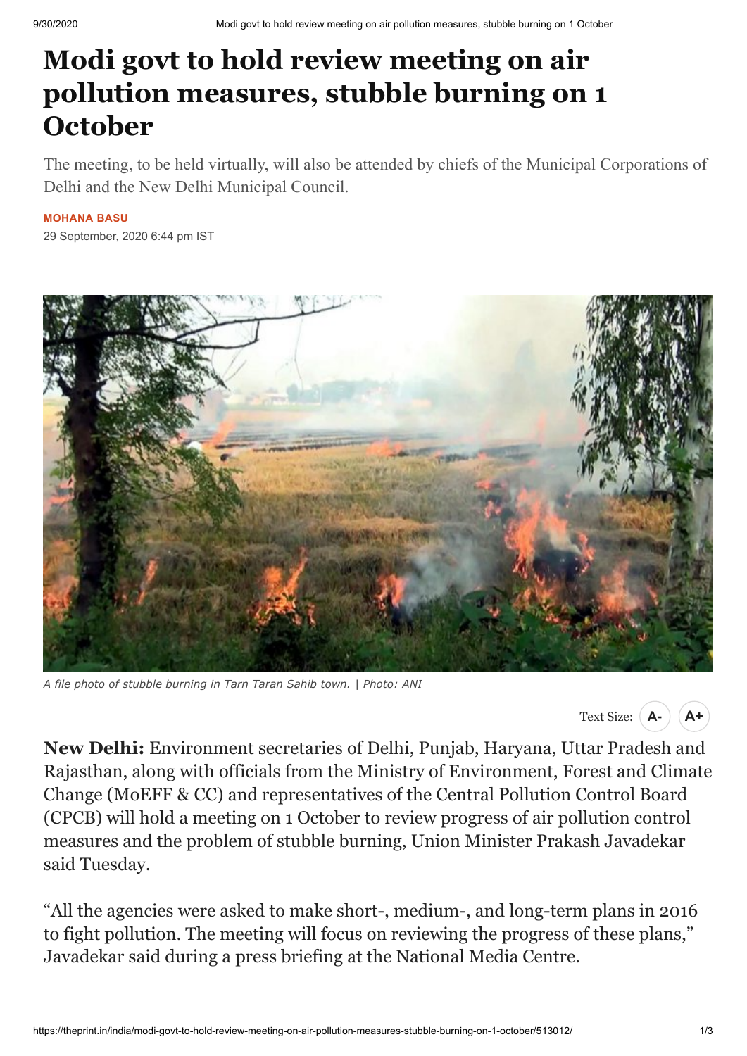# Modi govt to hold review meeting on air pollution measures, stubble burning on 1 October

The meeting, to be held virtually, will also be attended by chiefs of the Municipal Corporations of Delhi and the New Delhi Municipal Council.

**MOHANA BASU**

29 September, 2020 6:44 pm IST

*A file photo of stubble burning in Tarn Taran Sahib town. | Photo: ANI*

**New Delhi:** Environment secretaries of Delhi, Punjab, Haryana, Uttar Pradesh and Rajasthan, along with officials from the Ministry of Environment, Forest and Climate Change (MoEFF & CC) and representatives of the Central Pollution Control Board (CPCB) will hold a meeting on 1 October to review progress of air pollution control measures and the problem of stubble burning, Union Minister Prakash Javadekar said Tuesday.

"All the agencies were asked to make short-, medium-, and long-term plans in 2016 to fight pollution. The meeting will focus on reviewing the progress of these plans," Javadekar said during a press briefing at the National Media Centre.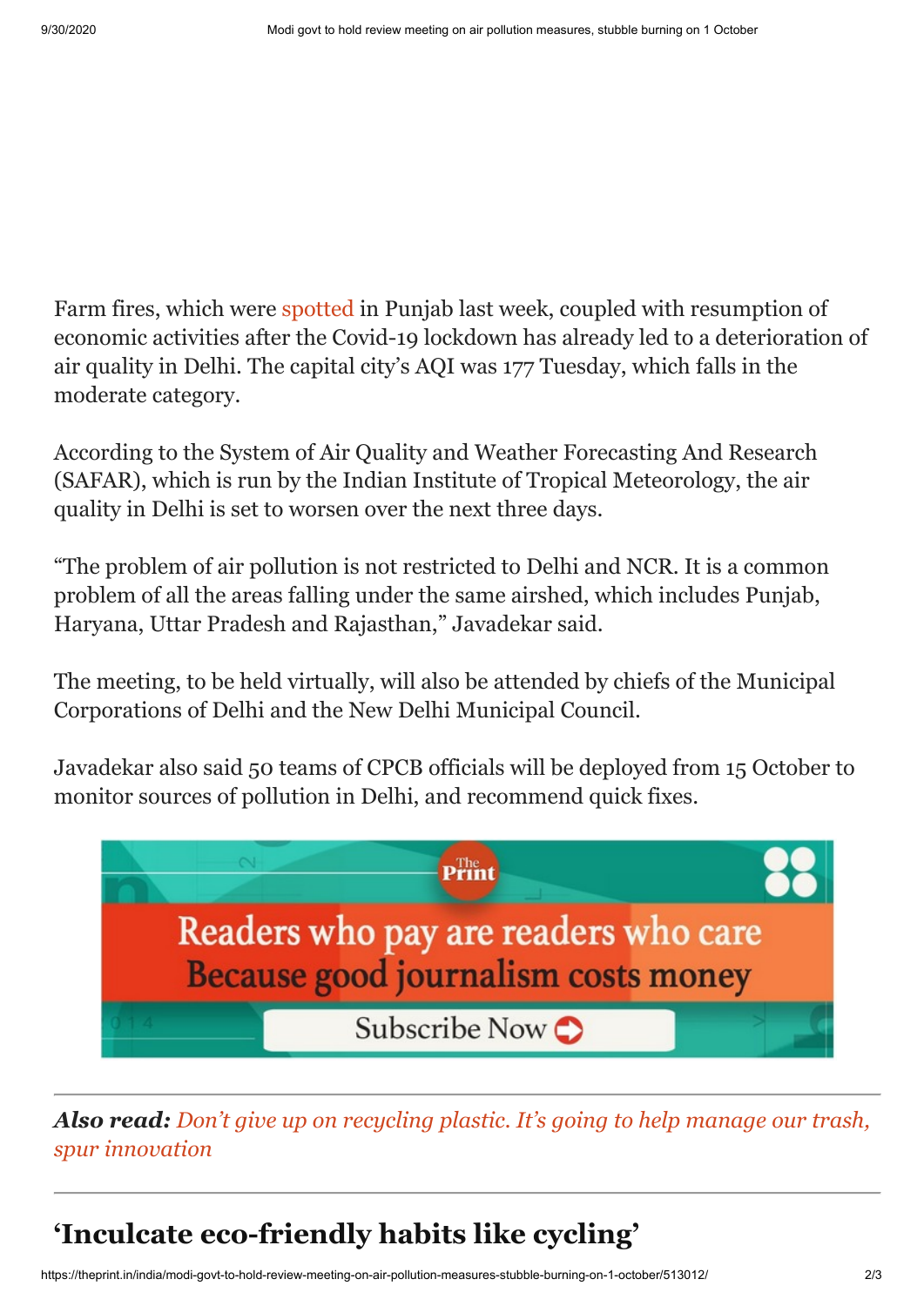Farm fires, which were spotted in Punjab last week, coupled with resumption of economic activities after the Covid-19 lockdown has already led to a deterioration of air quality in Delhi. The capital city's AQI was 177 Tuesday, which falls in the moderate category.

According to the System of Air Quality and Weather Forecasting And Research (SAFAR), which is run by the Indian Institute of Tropical Meteorology, the air quality in Delhi is set to worsen over the next three days.

"The problem of air pollution is not restricted to Delhi and NCR. It is a common problem of all the areas falling under the same airshed, which includes Punjab, Haryana, Uttar Pradesh and Rajasthan," Javadekar said.

The meeting, to be held virtually, will also be attended by chiefs of the Municipal Corporations of Delhi and the New Delhi Municipal Council.

Javadekar also said 50 teams of CPCB officials will be deployed from 15 October to monitor sources of pollution in Delhi, and recommend quick fixes.

Readers who pay are readers who care
Because good journalism costs money
Subscribe Now

***Also read:*** *Don't give up on recycling plastic. It's going to help manage our trash, spur innovation*

## 'Inculcate eco-friendly habits like cycling'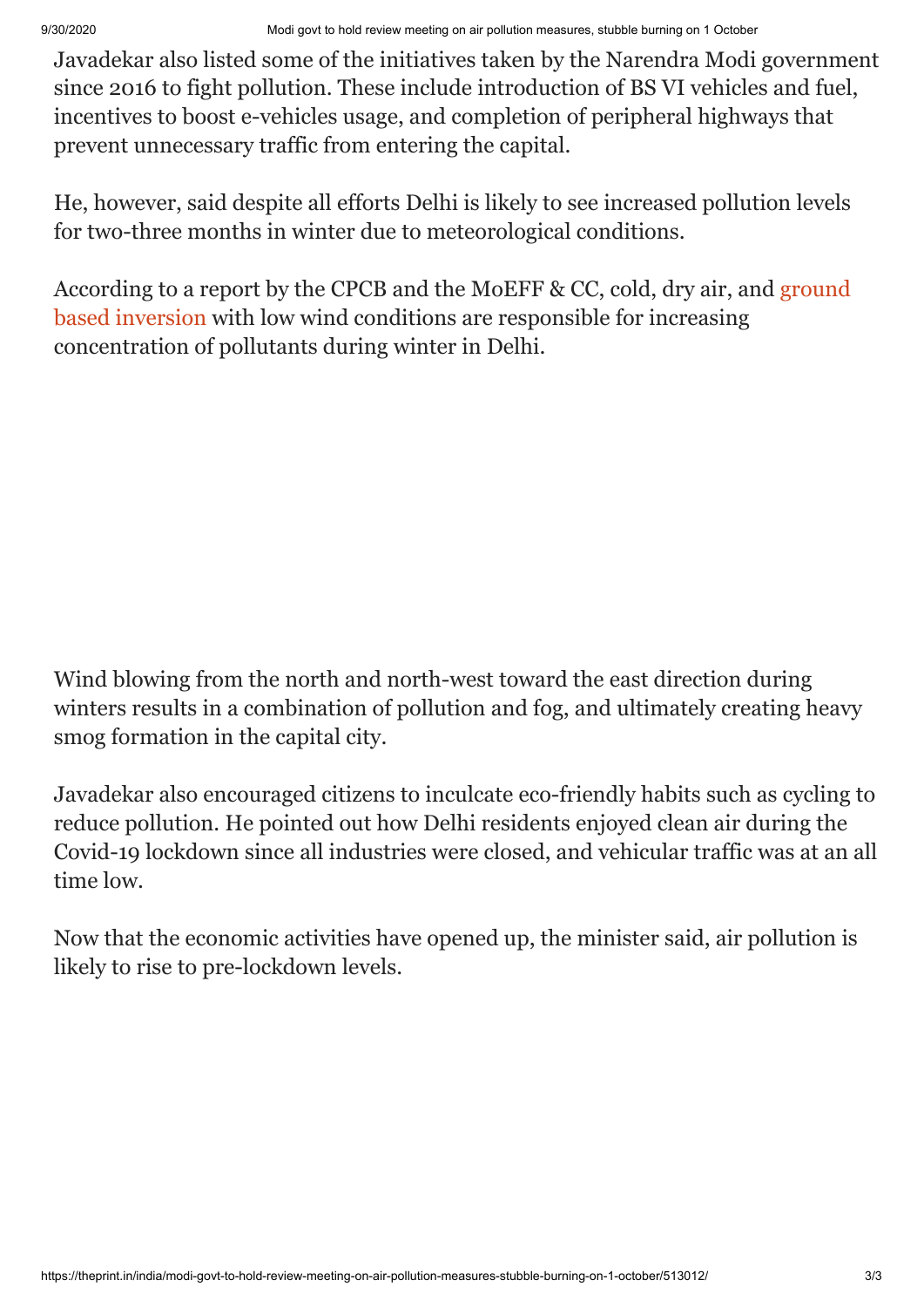Javadekar also listed some of the initiatives taken by the Narendra Modi government since 2016 to fight pollution. These include introduction of BS VI vehicles and fuel, incentives to boost e-vehicles usage, and completion of peripheral highways that prevent unnecessary traffic from entering the capital.

He, however, said despite all efforts Delhi is likely to see increased pollution levels for two-three months in winter due to meteorological conditions.

According to a report by the CPCB and the MoEFF & CC, cold, dry air, and ground based inversion with low wind conditions are responsible for increasing concentration of pollutants during winter in Delhi.

Wind blowing from the north and north-west toward the east direction during winters results in a combination of pollution and fog, and ultimately creating heavy smog formation in the capital city.

Javadekar also encouraged citizens to inculcate eco-friendly habits such as cycling to reduce pollution. He pointed out how Delhi residents enjoyed clean air during the Covid-19 lockdown since all industries were closed, and vehicular traffic was at an all time low.

Now that the economic activities have opened up, the minister said, air pollution is likely to rise to pre-lockdown levels.